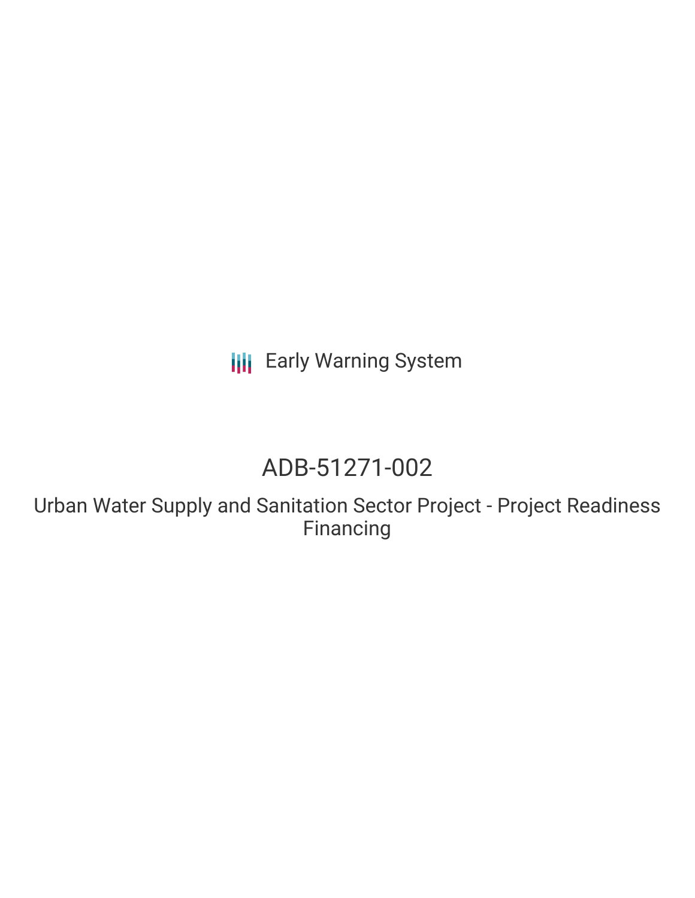Early Warning System

# ADB-51271-002

Urban Water Supply and Sanitation Sector Project - Project Readiness Financing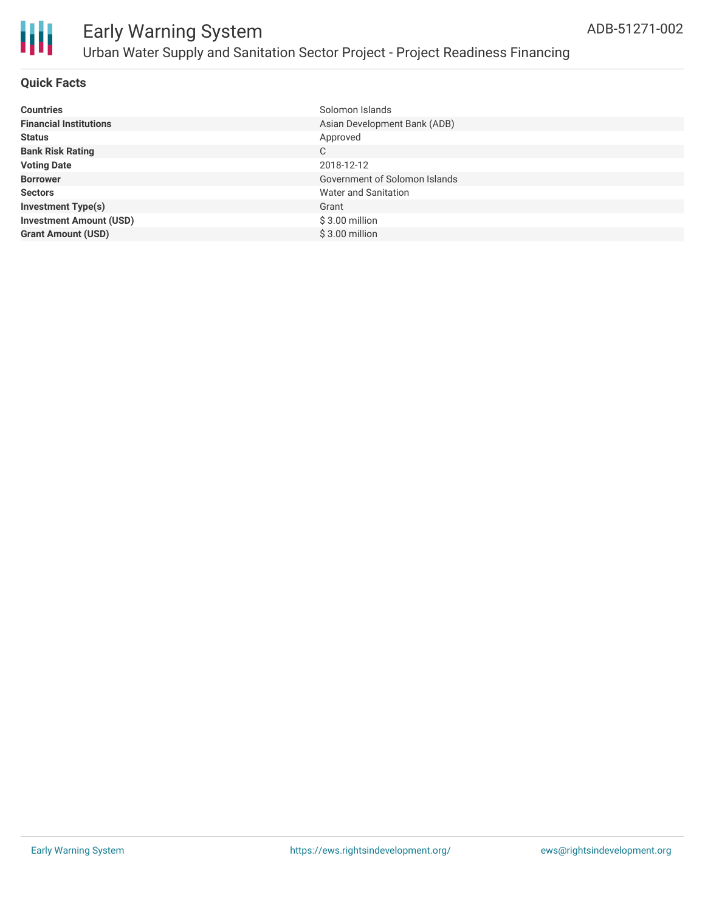# Early Warning System

## Urban Water Supply and Sanitation Sector Project - Project Readiness Financing

ADB-51271-002

### Quick Facts

| | |
|---|---|
| **Countries** | Solomon Islands |
| **Financial Institutions** | Asian Development Bank (ADB) |
| **Status** | Approved |
| **Bank Risk Rating** | C |
| **Voting Date** | 2018-12-12 |
| **Borrower** | Government of Solomon Islands |
| **Sectors** | Water and Sanitation |
| **Investment Type(s)** | Grant |
| **Investment Amount (USD)** | $ 3.00 million |
| **Grant Amount (USD)** | $ 3.00 million |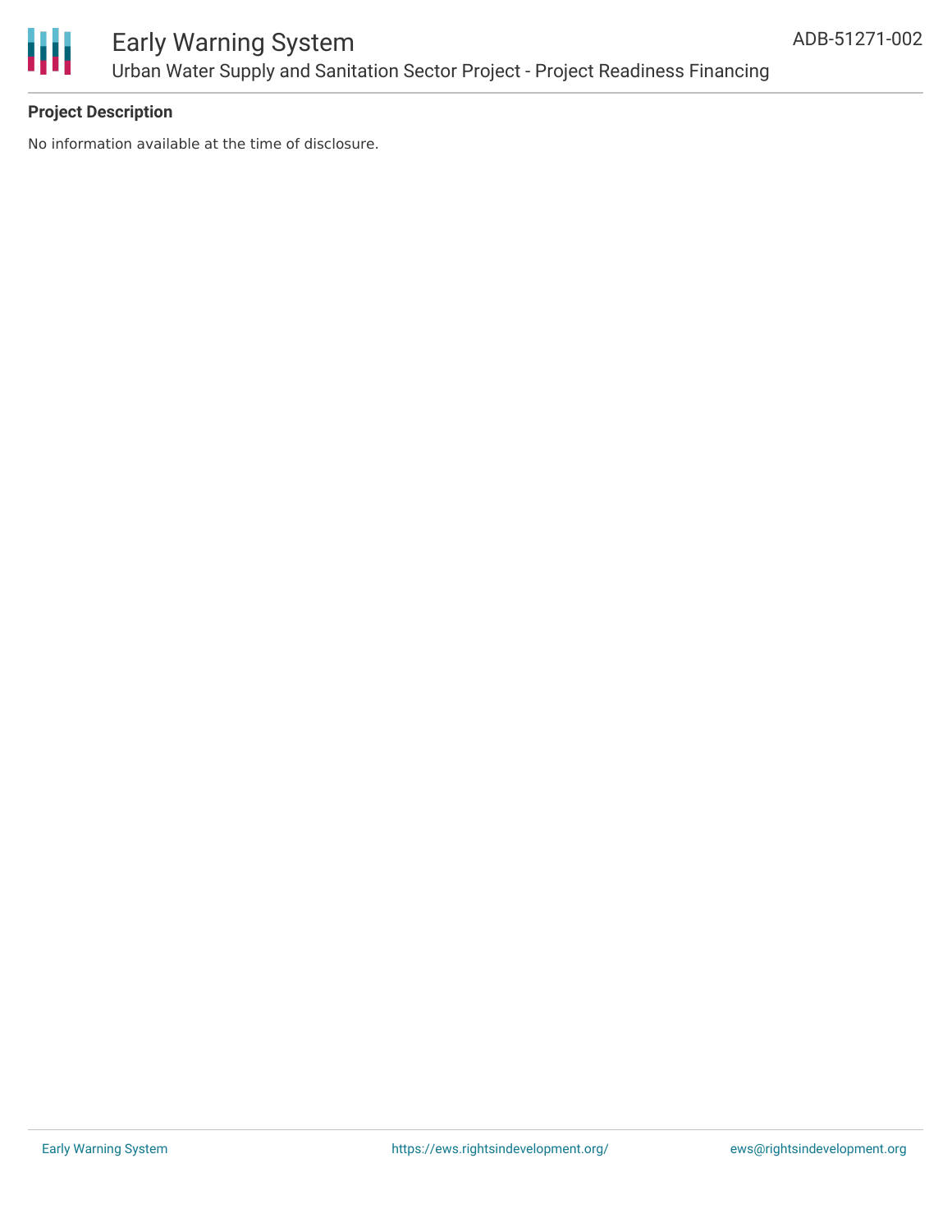**Project Description**

No information available at the time of disclosure.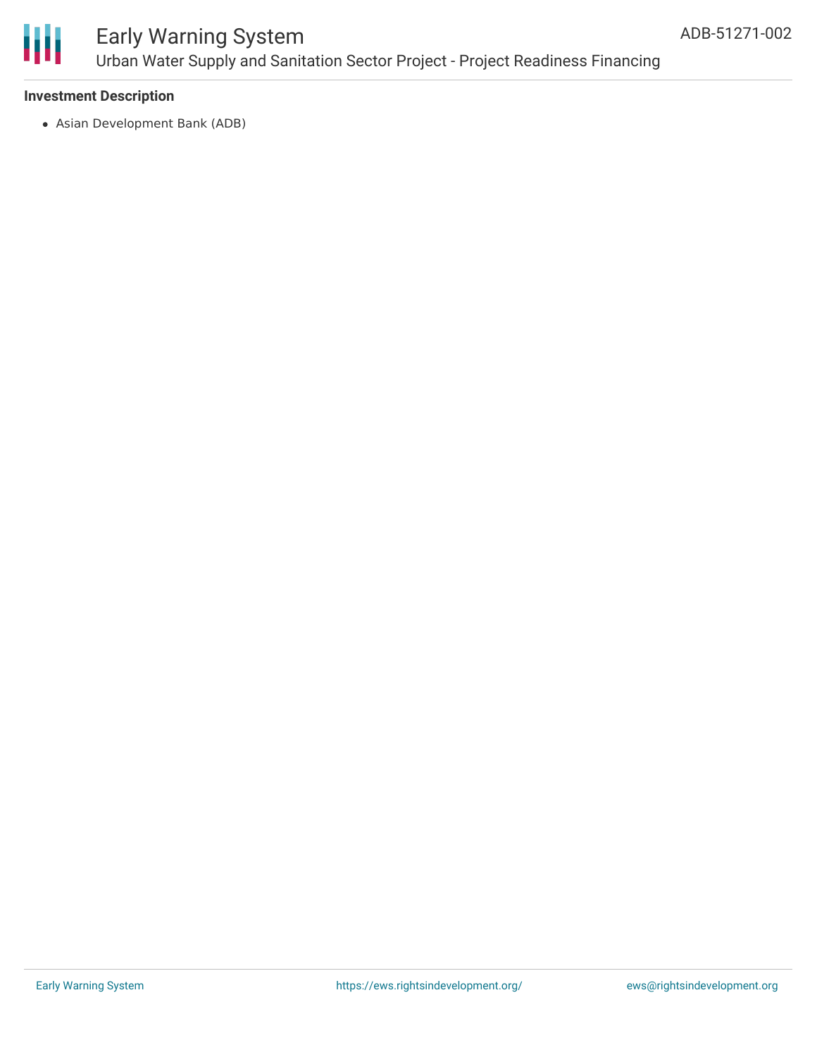### Investment Description

- Asian Development Bank (ADB)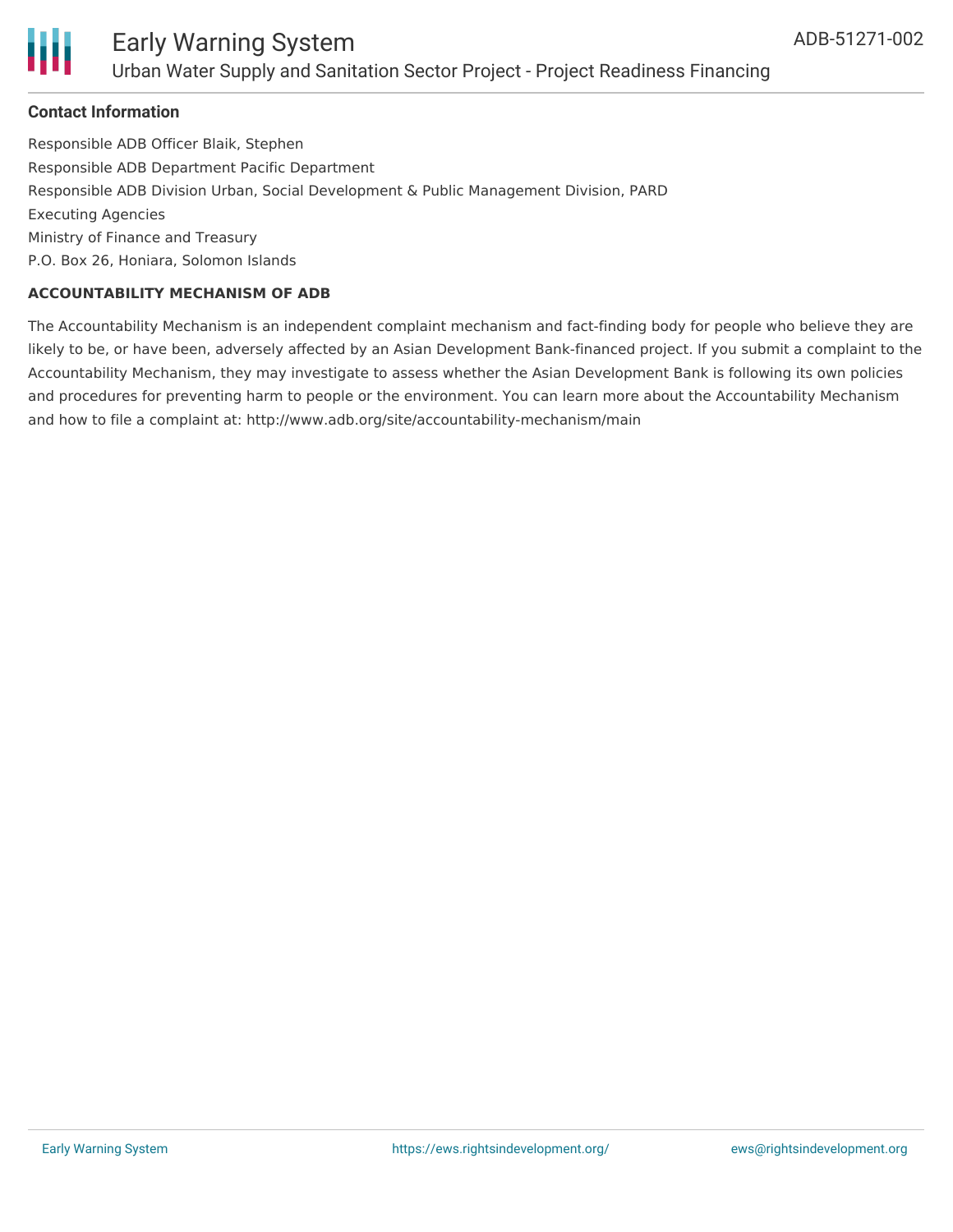### Contact Information

Responsible ADB Officer Blaik, Stephen

Responsible ADB Department Pacific Department

Responsible ADB Division Urban, Social Development & Public Management Division, PARD

Executing Agencies

Ministry of Finance and Treasury

P.O. Box 26, Honiara, Solomon Islands

**ACCOUNTABILITY MECHANISM OF ADB**

The Accountability Mechanism is an independent complaint mechanism and fact-finding body for people who believe they are likely to be, or have been, adversely affected by an Asian Development Bank-financed project. If you submit a complaint to the Accountability Mechanism, they may investigate to assess whether the Asian Development Bank is following its own policies and procedures for preventing harm to people or the environment. You can learn more about the Accountability Mechanism and how to file a complaint at: http://www.adb.org/site/accountability-mechanism/main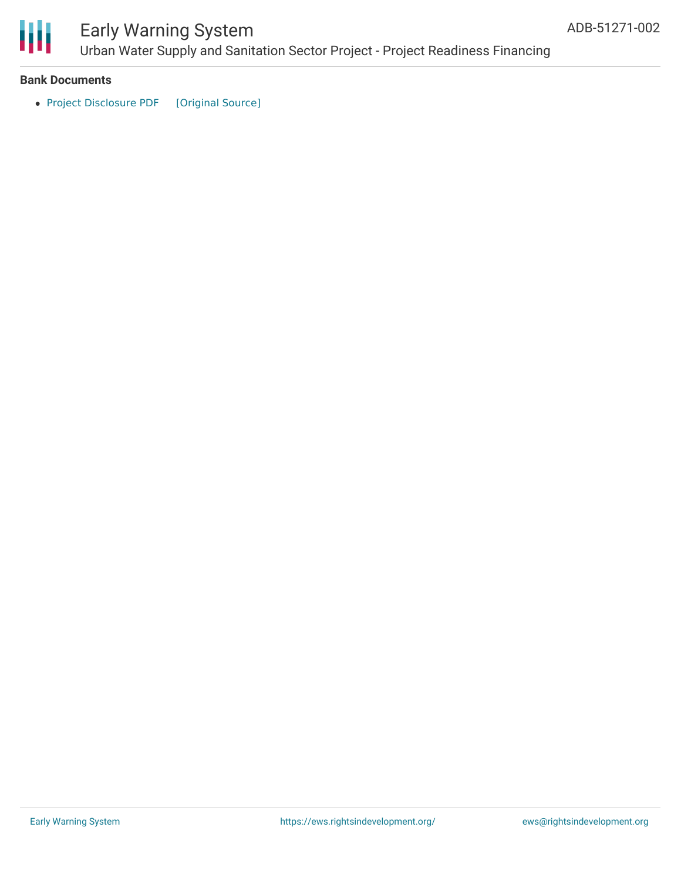**Bank Documents**

- Project Disclosure PDF [Original Source]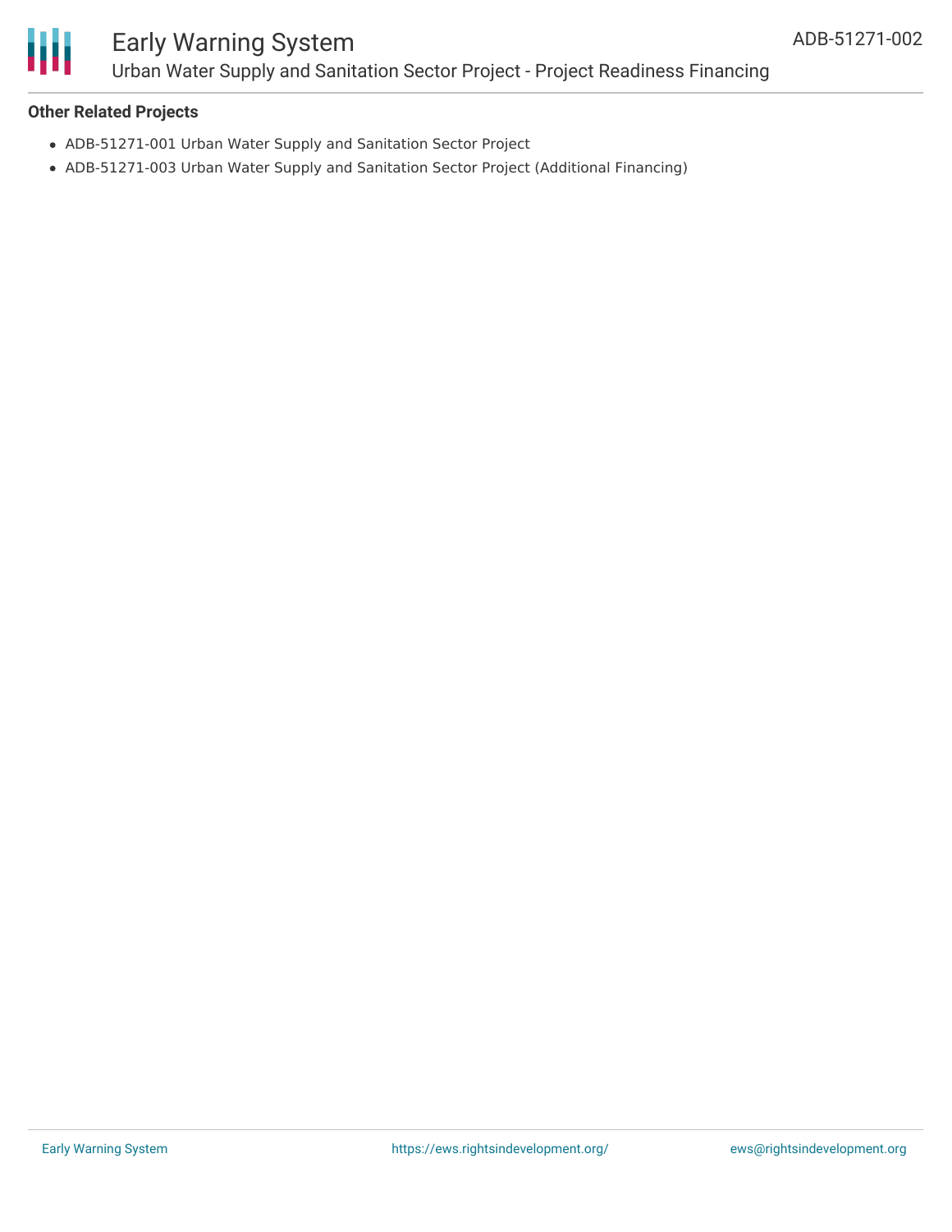**Other Related Projects**

- ADB-51271-001 Urban Water Supply and Sanitation Sector Project
- ADB-51271-003 Urban Water Supply and Sanitation Sector Project (Additional Financing)